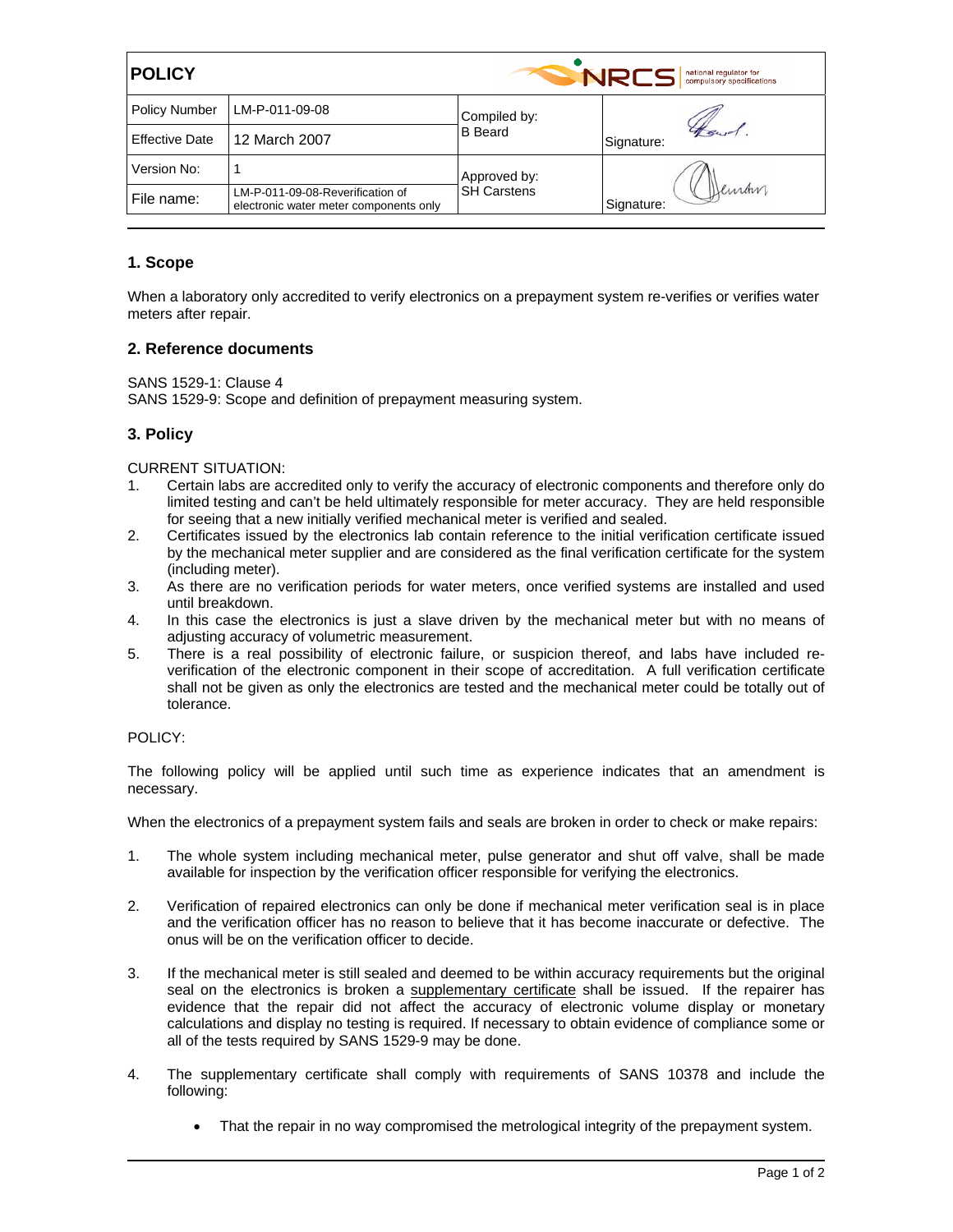| POLICY | | NRCS national regulator for compulsory specifications | |
|---|---|---|---|
| Policy Number | LM-P-011-09-08 | Compiled by: B Beard | Signature: |
| Effective Date | 12 March 2007 | | |
| Version No: | 1 | Approved by: SH Carstens | Signature: |
| File name: | LM-P-011-09-08-Reverification of electronic water meter components only | | |

## 1. Scope

When a laboratory only accredited to verify electronics on a prepayment system re-verifies or verifies water meters after repair.

## 2. Reference documents

SANS 1529-1: Clause 4
SANS 1529-9: Scope and definition of prepayment measuring system.

## 3. Policy

CURRENT SITUATION:

1. Certain labs are accredited only to verify the accuracy of electronic components and therefore only do limited testing and can't be held ultimately responsible for meter accuracy. They are held responsible for seeing that a new initially verified mechanical meter is verified and sealed.
2. Certificates issued by the electronics lab contain reference to the initial verification certificate issued by the mechanical meter supplier and are considered as the final verification certificate for the system (including meter).
3. As there are no verification periods for water meters, once verified systems are installed and used until breakdown.
4. In this case the electronics is just a slave driven by the mechanical meter but with no means of adjusting accuracy of volumetric measurement.
5. There is a real possibility of electronic failure, or suspicion thereof, and labs have included re-verification of the electronic component in their scope of accreditation. A full verification certificate shall not be given as only the electronics are tested and the mechanical meter could be totally out of tolerance.

POLICY:

The following policy will be applied until such time as experience indicates that an amendment is necessary.

When the electronics of a prepayment system fails and seals are broken in order to check or make repairs:

1. The whole system including mechanical meter, pulse generator and shut off valve, shall be made available for inspection by the verification officer responsible for verifying the electronics.

2. Verification of repaired electronics can only be done if mechanical meter verification seal is in place and the verification officer has no reason to believe that it has become inaccurate or defective. The onus will be on the verification officer to decide.

3. If the mechanical meter is still sealed and deemed to be within accuracy requirements but the original seal on the electronics is broken a <u>supplementary certificate</u> shall be issued. If the repairer has evidence that the repair did not affect the accuracy of electronic volume display or monetary calculations and display no testing is required. If necessary to obtain evidence of compliance some or all of the tests required by SANS 1529-9 may be done.

4. The supplementary certificate shall comply with requirements of SANS 10378 and include the following:

    - That the repair in no way compromised the metrological integrity of the prepayment system.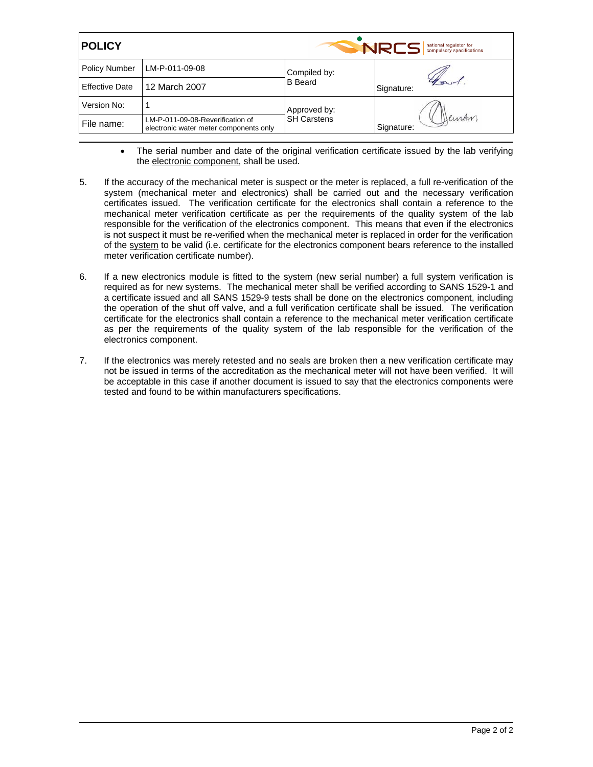| **POLICY** | | NRCS national regulator for compulsory specifications | |
|---|---|---|---|
| Policy Number | LM-P-011-09-08 | Compiled by: B Beard | Signature: |
| Effective Date | 12 March 2007 | | |
| Version No: | 1 | Approved by: SH Carstens | Signature: |
| File name: | LM-P-011-09-08-Reverification of electronic water meter components only | | |

- The serial number and date of the original verification certificate issued by the lab verifying the electronic component, shall be used.

5. If the accuracy of the mechanical meter is suspect or the meter is replaced, a full re-verification of the system (mechanical meter and electronics) shall be carried out and the necessary verification certificates issued. The verification certificate for the electronics shall contain a reference to the mechanical meter verification certificate as per the requirements of the quality system of the lab responsible for the verification of the electronics component. This means that even if the electronics is not suspect it must be re-verified when the mechanical meter is replaced in order for the verification of the system to be valid (i.e. certificate for the electronics component bears reference to the installed meter verification certificate number).

6. If a new electronics module is fitted to the system (new serial number) a full system verification is required as for new systems. The mechanical meter shall be verified according to SANS 1529-1 and a certificate issued and all SANS 1529-9 tests shall be done on the electronics component, including the operation of the shut off valve, and a full verification certificate shall be issued. The verification certificate for the electronics shall contain a reference to the mechanical meter verification certificate as per the requirements of the quality system of the lab responsible for the verification of the electronics component.

7. If the electronics was merely retested and no seals are broken then a new verification certificate may not be issued in terms of the accreditation as the mechanical meter will not have been verified. It will be acceptable in this case if another document is issued to say that the electronics components were tested and found to be within manufacturers specifications.